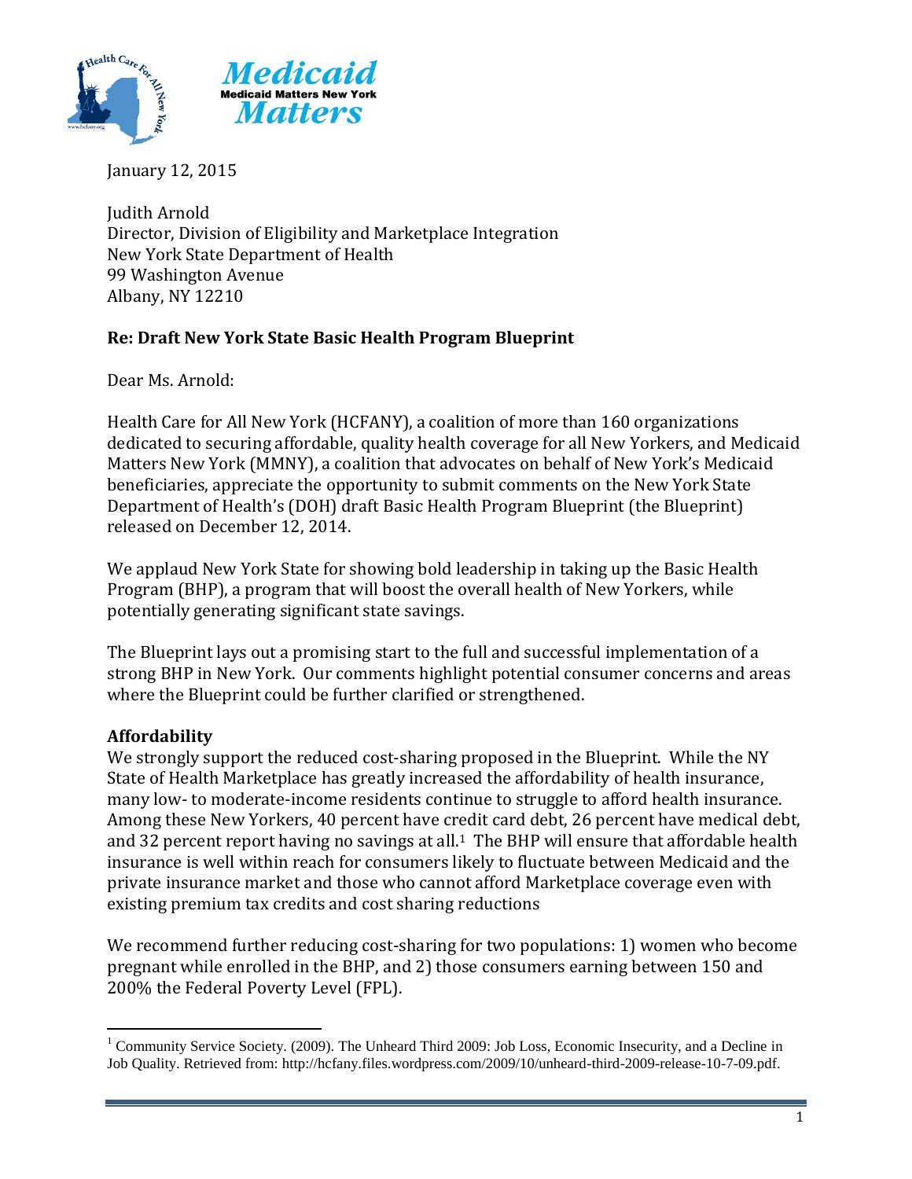January 12, 2015

Judith Arnold
Director, Division of Eligibility and Marketplace Integration
New York State Department of Health
99 Washington Avenue
Albany, NY 12210

**Re: Draft New York State Basic Health Program Blueprint**

Dear Ms. Arnold:

Health Care for All New York (HCFANY), a coalition of more than 160 organizations dedicated to securing affordable, quality health coverage for all New Yorkers, and Medicaid Matters New York (MMNY), a coalition that advocates on behalf of New York's Medicaid beneficiaries, appreciate the opportunity to submit comments on the New York State Department of Health's (DOH) draft Basic Health Program Blueprint (the Blueprint) released on December 12, 2014.

We applaud New York State for showing bold leadership in taking up the Basic Health Program (BHP), a program that will boost the overall health of New Yorkers, while potentially generating significant state savings.

The Blueprint lays out a promising start to the full and successful implementation of a strong BHP in New York. Our comments highlight potential consumer concerns and areas where the Blueprint could be further clarified or strengthened.

**Affordability**

We strongly support the reduced cost-sharing proposed in the Blueprint. While the NY State of Health Marketplace has greatly increased the affordability of health insurance, many low- to moderate-income residents continue to struggle to afford health insurance. Among these New Yorkers, 40 percent have credit card debt, 26 percent have medical debt, and 32 percent report having no savings at all.[1] The BHP will ensure that affordable health insurance is well within reach for consumers likely to fluctuate between Medicaid and the private insurance market and those who cannot afford Marketplace coverage even with existing premium tax credits and cost sharing reductions

We recommend further reducing cost-sharing for two populations: 1) women who become pregnant while enrolled in the BHP, and 2) those consumers earning between 150 and 200% the Federal Poverty Level (FPL).

[1] Community Service Society. (2009). The Unheard Third 2009: Job Loss, Economic Insecurity, and a Decline in Job Quality. Retrieved from: http://hcfany.files.wordpress.com/2009/10/unheard-third-2009-release-10-7-09.pdf.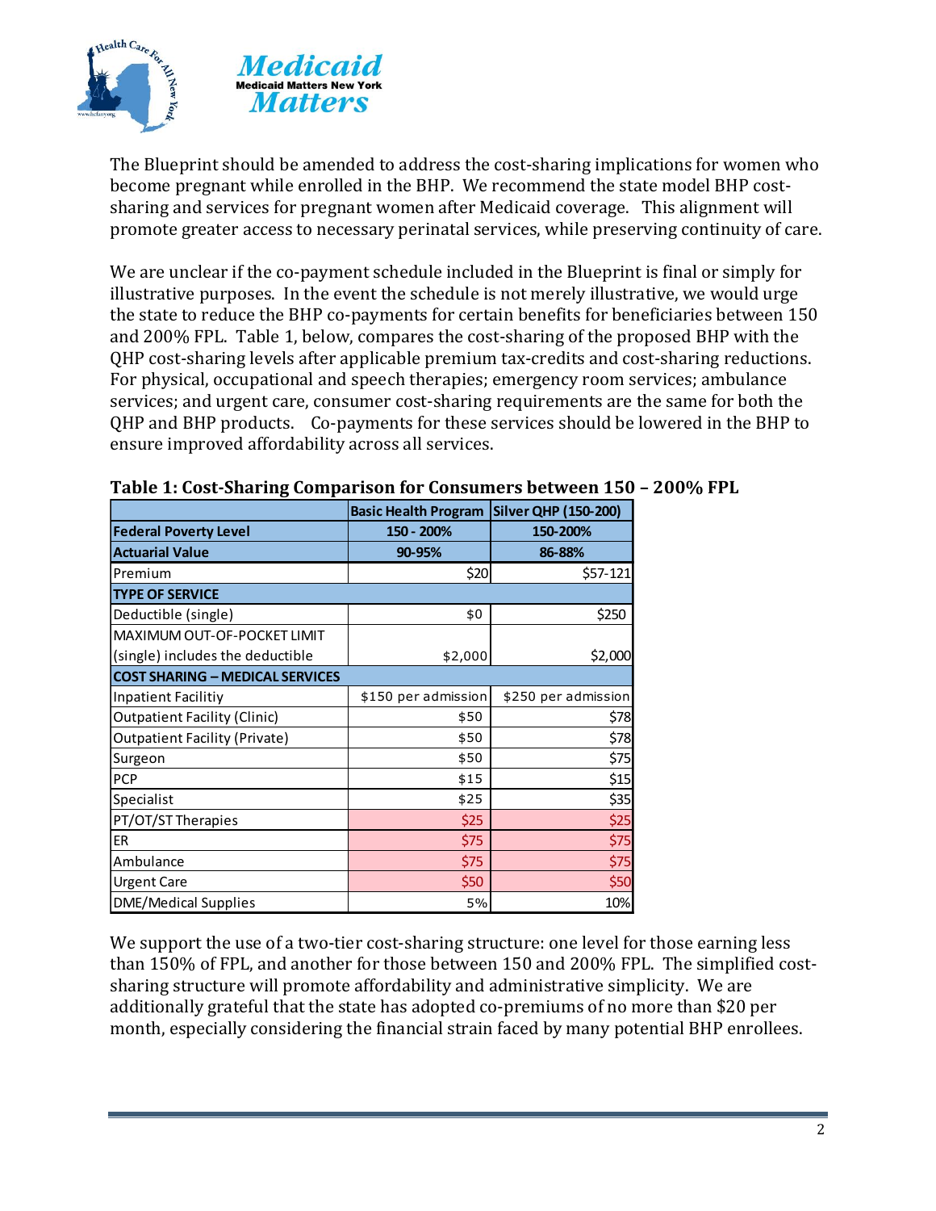The Blueprint should be amended to address the cost-sharing implications for women who become pregnant while enrolled in the BHP. We recommend the state model BHP cost-sharing and services for pregnant women after Medicaid coverage. This alignment will promote greater access to necessary perinatal services, while preserving continuity of care.

We are unclear if the co-payment schedule included in the Blueprint is final or simply for illustrative purposes. In the event the schedule is not merely illustrative, we would urge the state to reduce the BHP co-payments for certain benefits for beneficiaries between 150 and 200% FPL. Table 1, below, compares the cost-sharing of the proposed BHP with the QHP cost-sharing levels after applicable premium tax-credits and cost-sharing reductions. For physical, occupational and speech therapies; emergency room services; ambulance services; and urgent care, consumer cost-sharing requirements are the same for both the QHP and BHP products. Co-payments for these services should be lowered in the BHP to ensure improved affordability across all services.

**Table 1: Cost-Sharing Comparison for Consumers between 150 – 200% FPL**

| | Basic Health Program | Silver QHP (150-200) |
|---|---|---|
| **Federal Poverty Level** | 150 - 200% | 150-200% |
| **Actuarial Value** | 90-95% | 86-88% |
| Premium | $20 | $57-121 |
| **TYPE OF SERVICE** | | |
| Deductible (single) | $0 | $250 |
| MAXIMUM OUT-OF-POCKET LIMIT (single) includes the deductible | $2,000 | $2,000 |
| **COST SHARING – MEDICAL SERVICES** | | |
| Inpatient Facilitiy | $150 per admission | $250 per admission |
| Outpatient Facility (Clinic) | $50 | $78 |
| Outpatient Facility (Private) | $50 | $78 |
| Surgeon | $50 | $75 |
| PCP | $15 | $15 |
| Specialist | $25 | $35 |
| PT/OT/ST Therapies | $25 | $25 |
| ER | $75 | $75 |
| Ambulance | $75 | $75 |
| Urgent Care | $50 | $50 |
| DME/Medical Supplies | 5% | 10% |

We support the use of a two-tier cost-sharing structure: one level for those earning less than 150% of FPL, and another for those between 150 and 200% FPL. The simplified cost-sharing structure will promote affordability and administrative simplicity. We are additionally grateful that the state has adopted co-premiums of no more than $20 per month, especially considering the financial strain faced by many potential BHP enrollees.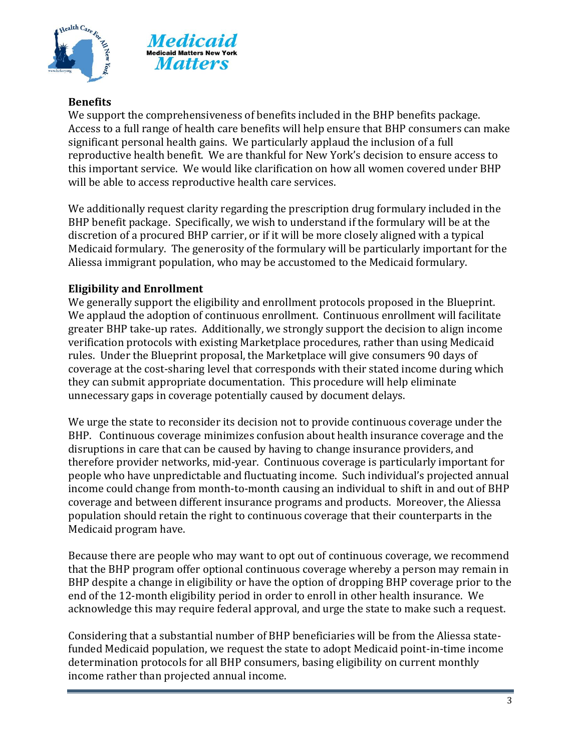## Benefits

We support the comprehensiveness of benefits included in the BHP benefits package. Access to a full range of health care benefits will help ensure that BHP consumers can make significant personal health gains. We particularly applaud the inclusion of a full reproductive health benefit. We are thankful for New York's decision to ensure access to this important service. We would like clarification on how all women covered under BHP will be able to access reproductive health care services.

We additionally request clarity regarding the prescription drug formulary included in the BHP benefit package. Specifically, we wish to understand if the formulary will be at the discretion of a procured BHP carrier, or if it will be more closely aligned with a typical Medicaid formulary. The generosity of the formulary will be particularly important for the Aliessa immigrant population, who may be accustomed to the Medicaid formulary.

## Eligibility and Enrollment

We generally support the eligibility and enrollment protocols proposed in the Blueprint. We applaud the adoption of continuous enrollment. Continuous enrollment will facilitate greater BHP take-up rates. Additionally, we strongly support the decision to align income verification protocols with existing Marketplace procedures, rather than using Medicaid rules. Under the Blueprint proposal, the Marketplace will give consumers 90 days of coverage at the cost-sharing level that corresponds with their stated income during which they can submit appropriate documentation. This procedure will help eliminate unnecessary gaps in coverage potentially caused by document delays.

We urge the state to reconsider its decision not to provide continuous coverage under the BHP. Continuous coverage minimizes confusion about health insurance coverage and the disruptions in care that can be caused by having to change insurance providers, and therefore provider networks, mid-year. Continuous coverage is particularly important for people who have unpredictable and fluctuating income. Such individual's projected annual income could change from month-to-month causing an individual to shift in and out of BHP coverage and between different insurance programs and products. Moreover, the Aliessa population should retain the right to continuous coverage that their counterparts in the Medicaid program have.

Because there are people who may want to opt out of continuous coverage, we recommend that the BHP program offer optional continuous coverage whereby a person may remain in BHP despite a change in eligibility or have the option of dropping BHP coverage prior to the end of the 12-month eligibility period in order to enroll in other health insurance. We acknowledge this may require federal approval, and urge the state to make such a request.

Considering that a substantial number of BHP beneficiaries will be from the Aliessa state-funded Medicaid population, we request the state to adopt Medicaid point-in-time income determination protocols for all BHP consumers, basing eligibility on current monthly income rather than projected annual income.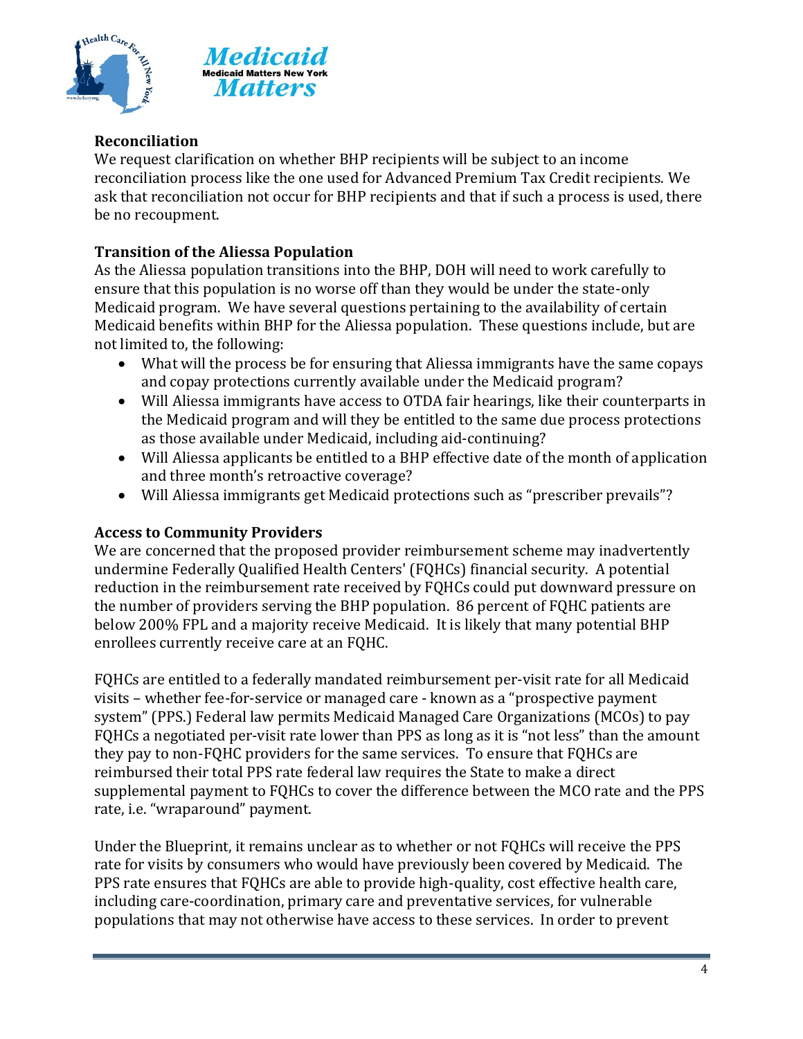### Reconciliation

We request clarification on whether BHP recipients will be subject to an income reconciliation process like the one used for Advanced Premium Tax Credit recipients. We ask that reconciliation not occur for BHP recipients and that if such a process is used, there be no recoupment.

### Transition of the Aliessa Population

As the Aliessa population transitions into the BHP, DOH will need to work carefully to ensure that this population is no worse off than they would be under the state-only Medicaid program. We have several questions pertaining to the availability of certain Medicaid benefits within BHP for the Aliessa population. These questions include, but are not limited to, the following:

- What will the process be for ensuring that Aliessa immigrants have the same copays and copay protections currently available under the Medicaid program?
- Will Aliessa immigrants have access to OTDA fair hearings, like their counterparts in the Medicaid program and will they be entitled to the same due process protections as those available under Medicaid, including aid-continuing?
- Will Aliessa applicants be entitled to a BHP effective date of the month of application and three month's retroactive coverage?
- Will Aliessa immigrants get Medicaid protections such as "prescriber prevails"?

### Access to Community Providers

We are concerned that the proposed provider reimbursement scheme may inadvertently undermine Federally Qualified Health Centers' (FQHCs) financial security. A potential reduction in the reimbursement rate received by FQHCs could put downward pressure on the number of providers serving the BHP population. 86 percent of FQHC patients are below 200% FPL and a majority receive Medicaid. It is likely that many potential BHP enrollees currently receive care at an FQHC.

FQHCs are entitled to a federally mandated reimbursement per-visit rate for all Medicaid visits – whether fee-for-service or managed care - known as a "prospective payment system" (PPS.) Federal law permits Medicaid Managed Care Organizations (MCOs) to pay FQHCs a negotiated per-visit rate lower than PPS as long as it is "not less" than the amount they pay to non-FQHC providers for the same services. To ensure that FQHCs are reimbursed their total PPS rate federal law requires the State to make a direct supplemental payment to FQHCs to cover the difference between the MCO rate and the PPS rate, i.e. "wraparound" payment.

Under the Blueprint, it remains unclear as to whether or not FQHCs will receive the PPS rate for visits by consumers who would have previously been covered by Medicaid. The PPS rate ensures that FQHCs are able to provide high-quality, cost effective health care, including care-coordination, primary care and preventative services, for vulnerable populations that may not otherwise have access to these services. In order to prevent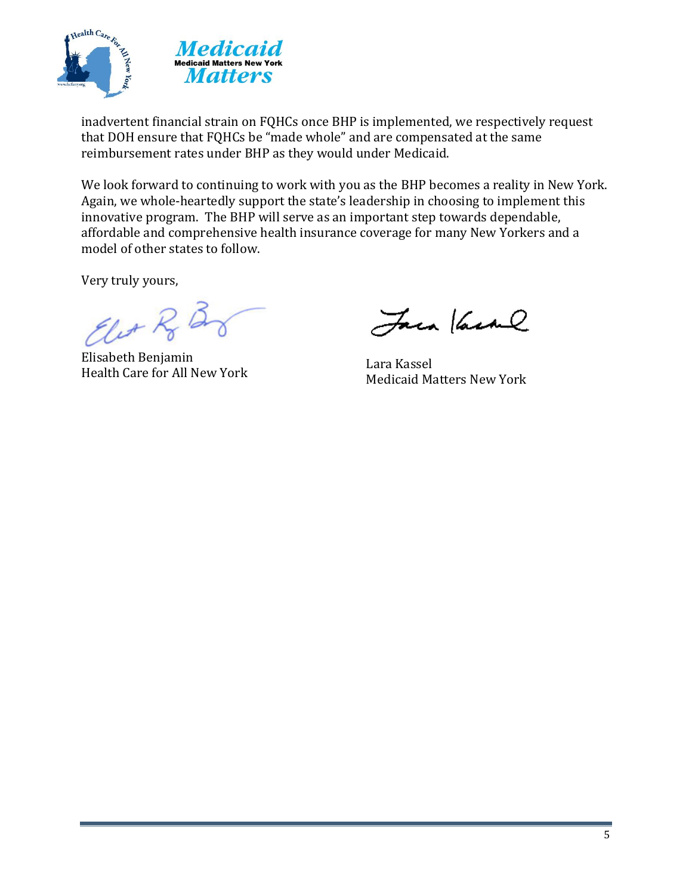inadvertent financial strain on FQHCs once BHP is implemented, we respectively request that DOH ensure that FQHCs be "made whole" and are compensated at the same reimbursement rates under BHP as they would under Medicaid.

We look forward to continuing to work with you as the BHP becomes a reality in New York. Again, we whole-heartedly support the state's leadership in choosing to implement this innovative program. The BHP will serve as an important step towards dependable, affordable and comprehensive health insurance coverage for many New Yorkers and a model of other states to follow.

Very truly yours,

Elisabeth Benjamin
Health Care for All New York

Lara Kassel
Medicaid Matters New York